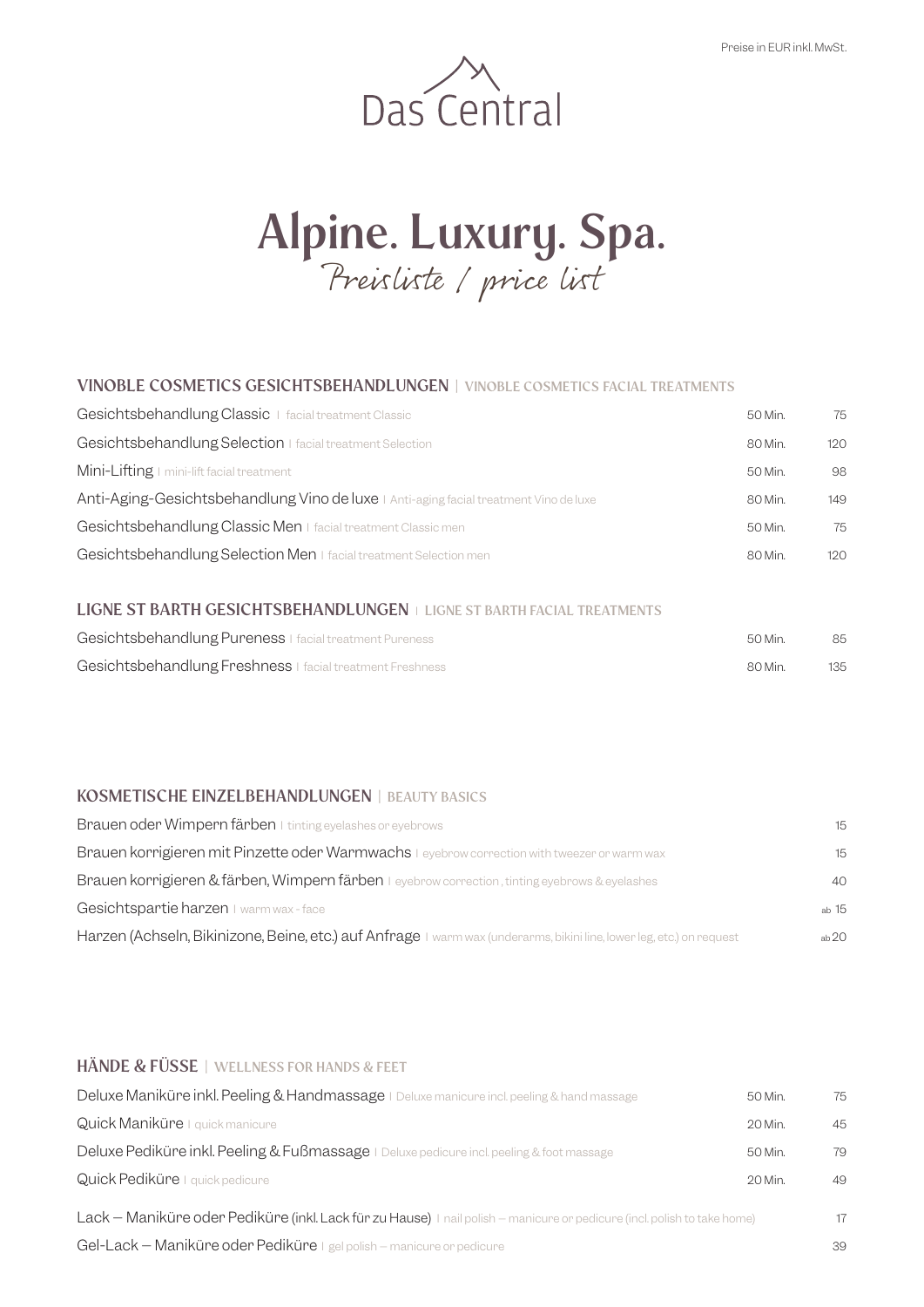Preise in EUR inkl. MwSt.

Das Central

# Alpine. Luxury. Spa.

*Preisliste / price list*

## VINOBLE COSMETICS GESICHTSBEHANDLUNGEN | VINOBLE COSMETICS FACIAL TREATMENTS

| Behandlung | Dauer | Preis |
|---|---|---|
| Gesichtsbehandlung Classic I facial treatment Classic | 50 Min. | 75 |
| Gesichtsbehandlung Selection I facial treatment Selection | 80 Min. | 120 |
| Mini-Lifting I mini-lift facial treatment | 50 Min. | 98 |
| Anti-Aging-Gesichtsbehandlung Vino de luxe I Anti-aging facial treatment Vino de luxe | 80 Min. | 149 |
| Gesichtsbehandlung Classic Men I facial treatment Classic men | 50 Min. | 75 |
| Gesichtsbehandlung Selection Men I facial treatment Selection men | 80 Min. | 120 |

## LIGNE ST BARTH GESICHTSBEHANDLUNGEN I LIGNE ST BARTH FACIAL TREATMENTS

| Behandlung | Dauer | Preis |
|---|---|---|
| Gesichtsbehandlung Pureness I facial treatment Pureness | 50 Min. | 85 |
| Gesichtsbehandlung Freshness I facial treatment Freshness | 80 Min. | 135 |

## KOSMETISCHE EINZELBEHANDLUNGEN | BEAUTY BASICS

| Behandlung | Preis |
|---|---|
| Brauen oder Wimpern färben I tinting eyelashes or eyebrows | 15 |
| Brauen korrigieren mit Pinzette oder Warmwachs I eyebrow correction with tweezer or warm wax | 15 |
| Brauen korrigieren & färben, Wimpern färben I eyebrow correction , tinting eyebrows & eyelashes | 40 |
| Gesichtspartie harzen I warm wax - face | ab 15 |
| Harzen (Achseln, Bikinizone, Beine, etc.) auf Anfrage I warm wax (underarms, bikini line, lower leg, etc.) on request | ab 20 |

## HÄNDE & FÜSSE | WELLNESS FOR HANDS & FEET

| Behandlung | Dauer | Preis |
|---|---|---|
| Deluxe Maniküre inkl. Peeling & Handmassage I Deluxe manicure incl. peeling & hand massage | 50 Min. | 75 |
| Quick Maniküre I quick manicure | 20 Min. | 45 |
| Deluxe Pediküre inkl. Peeling & Fußmassage I Deluxe pedicure incl. peeling & foot massage | 50 Min. | 79 |
| Quick Pediküre I quick pedicure | 20 Min. | 49 |
| Lack – Maniküre oder Pediküre (inkl. Lack für zu Hause) I nail polish – manicure or pedicure (incl. polish to take home) | | 17 |
| Gel-Lack – Maniküre oder Pediküre I gel polish – manicure or pedicure | | 39 |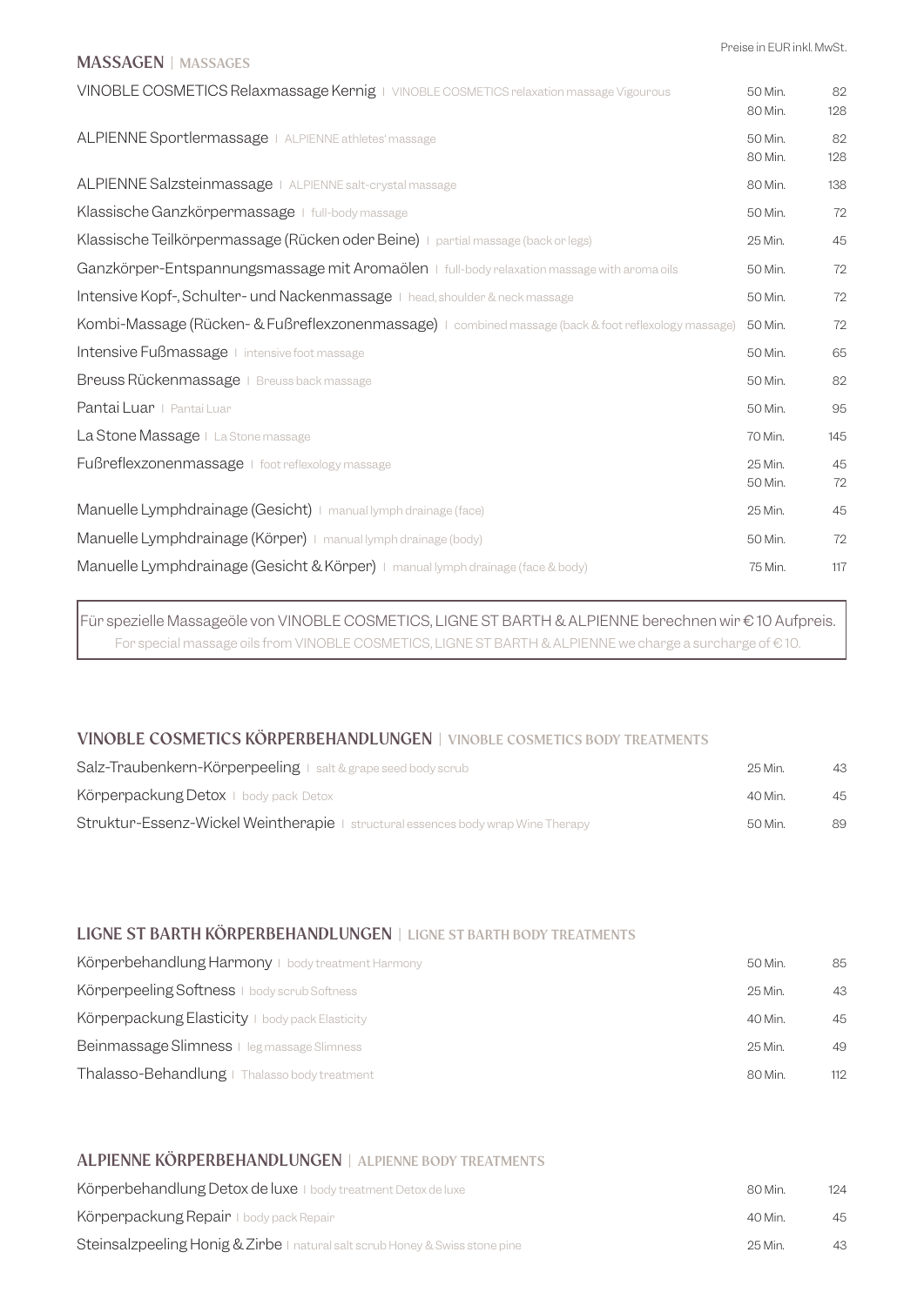Preise in EUR inkl. MwSt.

## MASSAGEN | MASSAGES

| Behandlung | Dauer | Preis |
|---|---|---|
| VINOBLE COSMETICS Relaxmassage Kernig \| VINOBLE COSMETICS relaxation massage Vigourous | 50 Min.<br>80 Min. | 82<br>128 |
| ALPIENNE Sportlermassage \| ALPIENNE athletes' massage | 50 Min.<br>80 Min. | 82<br>128 |
| ALPIENNE Salzsteinmassage \| ALPIENNE salt-crystal massage | 80 Min. | 138 |
| Klassische Ganzkörpermassage \| full-body massage | 50 Min. | 72 |
| Klassische Teilkörpermassage (Rücken oder Beine) \| partial massage (back or legs) | 25 Min. | 45 |
| Ganzkörper-Entspannungsmassage mit Aromaölen \| full-body relaxation massage with aroma oils | 50 Min. | 72 |
| Intensive Kopf-, Schulter- und Nackenmassage \| head, shoulder & neck massage | 50 Min. | 72 |
| Kombi-Massage (Rücken- & Fußreflexzonenmassage) \| combined massage (back & foot reflexology massage) | 50 Min. | 72 |
| Intensive Fußmassage \| intensive foot massage | 50 Min. | 65 |
| Breuss Rückenmassage \| Breuss back massage | 50 Min. | 82 |
| Pantai Luar \| Pantai Luar | 50 Min. | 95 |
| La Stone Massage \| La Stone massage | 70 Min. | 145 |
| Fußreflexzonenmassage \| foot reflexology massage | 25 Min.<br>50 Min. | 45<br>72 |
| Manuelle Lymphdrainage (Gesicht) \| manual lymph drainage (face) | 25 Min. | 45 |
| Manuelle Lymphdrainage (Körper) \| manual lymph drainage (body) | 50 Min. | 72 |
| Manuelle Lymphdrainage (Gesicht & Körper) \| manual lymph drainage (face & body) | 75 Min. | 117 |

Für spezielle Massageöle von VINOBLE COSMETICS, LIGNE ST BARTH & ALPIENNE berechnen wir € 10 Aufpreis.
For special massage oils from VINOBLE COSMETICS, LIGNE ST BARTH & ALPIENNE we charge a surcharge of € 10.

## VINOBLE COSMETICS KÖRPERBEHANDLUNGEN | VINOBLE COSMETICS BODY TREATMENTS

| Behandlung | Dauer | Preis |
|---|---|---|
| Salz-Traubenkern-Körperpeeling \| salt & grape seed body scrub | 25 Min. | 43 |
| Körperpackung Detox \| body pack Detox | 40 Min. | 45 |
| Struktur-Essenz-Wickel Weintherapie \| structural essences body wrap Wine Therapy | 50 Min. | 89 |

## LIGNE ST BARTH KÖRPERBEHANDLUNGEN | LIGNE ST BARTH BODY TREATMENTS

| Behandlung | Dauer | Preis |
|---|---|---|
| Körperbehandlung Harmony \| body treatment Harmony | 50 Min. | 85 |
| Körperpeeling Softness \| body scrub Softness | 25 Min. | 43 |
| Körperpackung Elasticity \| body pack Elasticity | 40 Min. | 45 |
| Beinmassage Slimness \| leg massage Slimness | 25 Min. | 49 |
| Thalasso-Behandlung \| Thalasso body treatment | 80 Min. | 112 |

## ALPIENNE KÖRPERBEHANDLUNGEN | ALPIENNE BODY TREATMENTS

| Behandlung | Dauer | Preis |
|---|---|---|
| Körperbehandlung Detox de luxe \| body treatment Detox de luxe | 80 Min. | 124 |
| Körperpackung Repair \| body pack Repair | 40 Min. | 45 |
| Steinsalzpeeling Honig & Zirbe \| natural salt scrub Honey & Swiss stone pine | 25 Min. | 43 |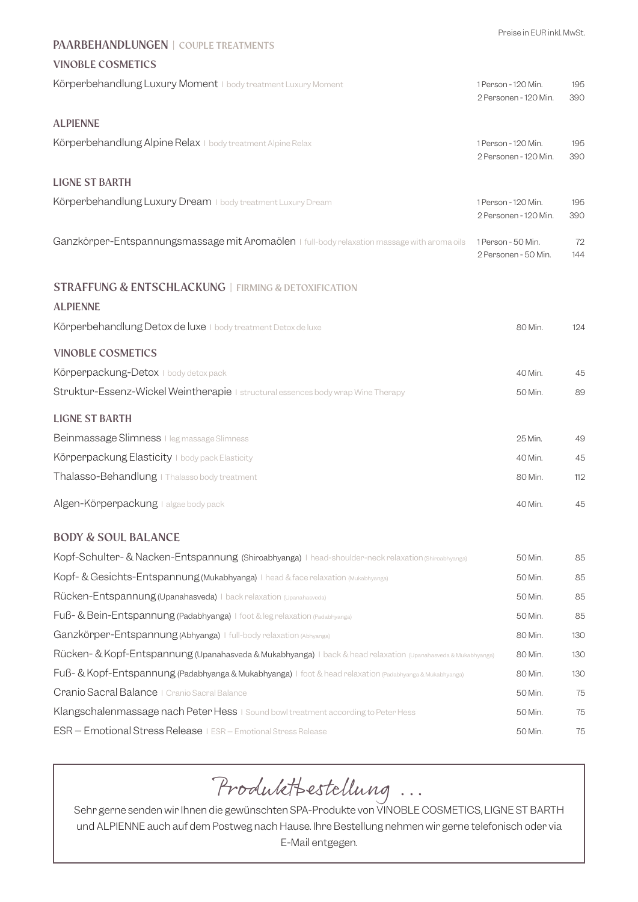Preise in EUR inkl. MwSt.

## PAARBEHANDLUNGEN | COUPLE TREATMENTS

### VINOBLE COSMETICS

| | | |
|---|---|---|
| Körperbehandlung Luxury Moment I body treatment Luxury Moment | 1 Person - 120 Min. | 195 |
| | 2 Personen - 120 Min. | 390 |

### ALPIENNE

| | | |
|---|---|---|
| Körperbehandlung Alpine Relax I body treatment Alpine Relax | 1 Person - 120 Min. | 195 |
| | 2 Personen - 120 Min. | 390 |

### LIGNE ST BARTH

| | | |
|---|---|---|
| Körperbehandlung Luxury Dream I body treatment Luxury Dream | 1 Person - 120 Min. | 195 |
| | 2 Personen - 120 Min. | 390 |
| Ganzkörper-Entspannungsmassage mit Aromaölen I full-body relaxation massage with aroma oils | 1 Person - 50 Min. | 72 |
| | 2 Personen - 50 Min. | 144 |

## STRAFFUNG & ENTSCHLACKUNG | FIRMING & DETOXIFICATION

### ALPIENNE

| | | |
|---|---|---|
| Körperbehandlung Detox de luxe I body treatment Detox de luxe | 80 Min. | 124 |

### VINOBLE COSMETICS

| | | |
|---|---|---|
| Körperpackung-Detox I body detox pack | 40 Min. | 45 |
| Struktur-Essenz-Wickel Weintherapie I structural essences body wrap Wine Therapy | 50 Min. | 89 |

### LIGNE ST BARTH

| | | |
|---|---|---|
| Beinmassage Slimness I leg massage Slimness | 25 Min. | 49 |
| Körperpackung Elasticity I body pack Elasticity | 40 Min. | 45 |
| Thalasso-Behandlung I Thalasso body treatment | 80 Min. | 112 |
| Algen-Körperpackung I algae body pack | 40 Min. | 45 |

## BODY & SOUL BALANCE

| | | |
|---|---|---|
| Kopf-Schulter- & Nacken-Entspannung (Shiroabhyanga) I head-shoulder-neck relaxation (Shiroabhyanga) | 50 Min. | 85 |
| Kopf- & Gesichts-Entspannung (Mukabhyanga) I head & face relaxation (Mukabhyanga) | 50 Min. | 85 |
| Rücken-Entspannung (Upanahasveda) I back relaxation (Upanahasveda) | 50 Min. | 85 |
| Fuß- & Bein-Entspannung (Padabhyanga) I foot & leg relaxation (Padabhyanga) | 50 Min. | 85 |
| Ganzkörper-Entspannung (Abhyanga) I full-body relaxation (Abhyanga) | 80 Min. | 130 |
| Rücken- & Kopf-Entspannung (Upanahasveda & Mukabhyanga) I back & head relaxation (Upanahasveda & Mukabhyanga) | 80 Min. | 130 |
| Fuß- & Kopf-Entspannung (Padabhyanga & Mukabhyanga) I foot & head relaxation (Padabhyanga & Mukabhyanga) | 80 Min. | 130 |
| Cranio Sacral Balance I Cranio Sacral Balance | 50 Min. | 75 |
| Klangschalenmassage nach Peter Hess I Sound bowl treatment according to Peter Hess | 50 Min. | 75 |
| ESR – Emotional Stress Release I ESR – Emotional Stress Release | 50 Min. | 75 |

*Produktbestellung ...*

Sehr gerne senden wir Ihnen die gewünschten SPA-Produkte von VINOBLE COSMETICS, LIGNE ST BARTH und ALPIENNE auch auf dem Postweg nach Hause. Ihre Bestellung nehmen wir gerne telefonisch oder via E-Mail entgegen.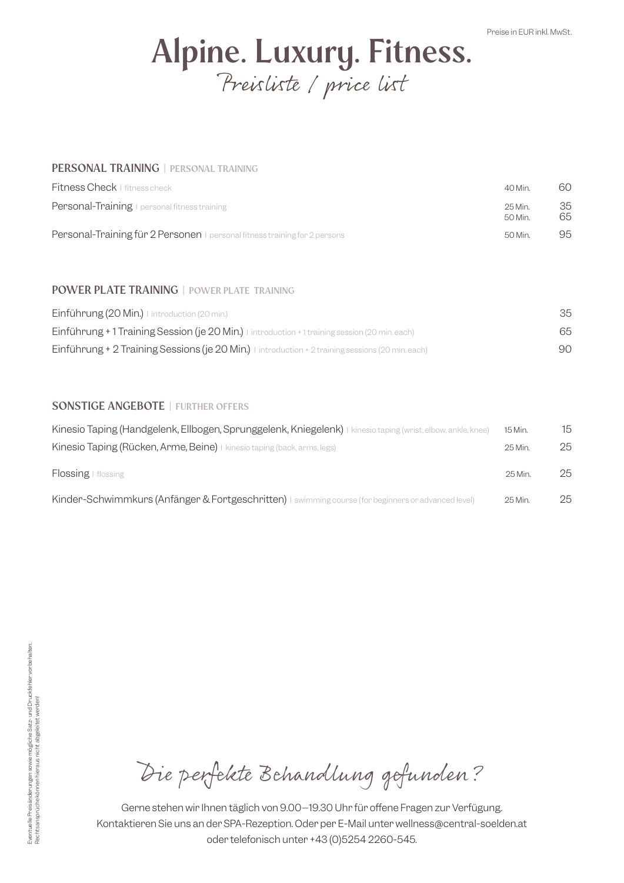Preise in EUR inkl. MwSt.

# Alpine. Luxury. Fitness.

*Preisliste / price list*

## PERSONAL TRAINING | PERSONAL TRAINING

| | | |
|---|---|---|
| Fitness Check \| fitness check | 40 Min. | 60 |
| Personal-Training \| personal fitness training | 25 Min.<br>50 Min. | 35<br>65 |
| Personal-Training für 2 Personen \| personal fitness training for 2 persons | 50 Min. | 95 |

## POWER PLATE TRAINING | POWER PLATE TRAINING

| | |
|---|---|
| Einführung (20 Min.) \| introduction (20 min.) | 35 |
| Einführung + 1 Training Session (je 20 Min.) \| introduction + 1 training session (20 min. each) | 65 |
| Einführung + 2 Training Sessions (je 20 Min.) \| introduction + 2 training sessions (20 min. each) | 90 |

## SONSTIGE ANGEBOTE | FURTHER OFFERS

| | | |
|---|---|---|
| Kinesio Taping (Handgelenk, Ellbogen, Sprunggelenk, Kniegelenk) \| kinesio taping (wrist, elbow, ankle, knee) | 15 Min. | 15 |
| Kinesio Taping (Rücken, Arme, Beine) \| kinesio taping (back, arms, legs) | 25 Min. | 25 |
| Flossing \| flossing | 25 Min. | 25 |
| Kinder-Schwimmkurs (Anfänger & Fortgeschritten) \| swimming course (for beginners or advanced level) | 25 Min. | 25 |

*Die perfekte Behandlung gefunden?*

Gerne stehen wir Ihnen täglich von 9.00 – 19.30 Uhr für offene Fragen zur Verfügung.
Kontaktieren Sie uns an der SPA-Rezeption. Oder per E-Mail unter wellness@central-soelden.at
oder telefonisch unter +43 (0)5254 2260-545.

Eventuelle Preisänderungen sowie mögliche Satz- und Druckfehler vorbehalten. Rechtsansprüche können hieraus nicht abgeleitet werden!